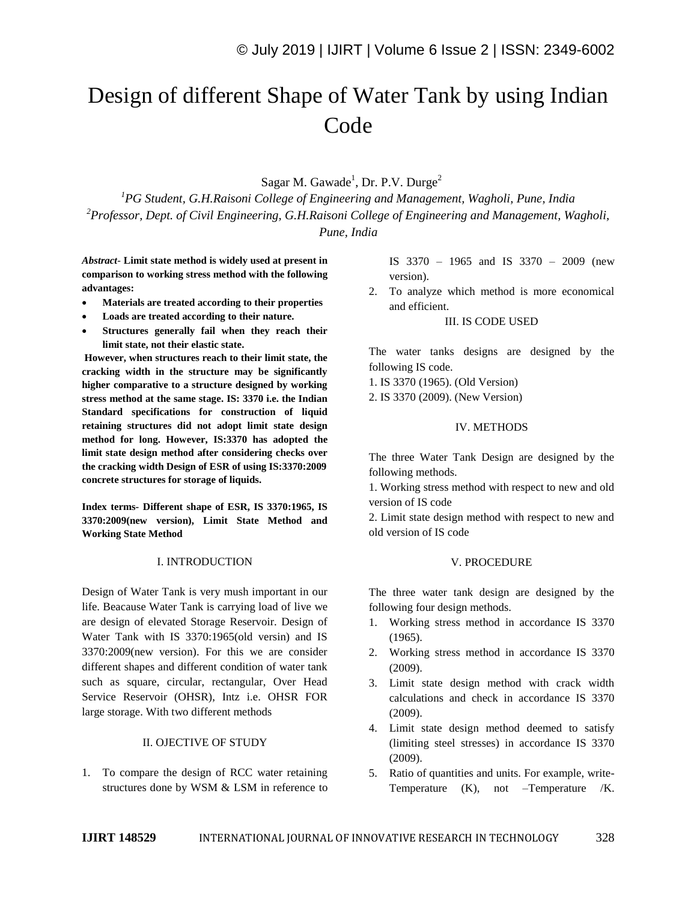# Design of different Shape of Water Tank by using Indian Code

Sagar M. Gawade[1], Dr. P.V. Durge[2]

[1]*PG Student, G.H.Raisoni College of Engineering and Management, Wagholi, Pune, India*
[2]*Professor, Dept. of Civil Engineering, G.H.Raisoni College of Engineering and Management, Wagholi, Pune, India*

***Abstract-*** **Limit state method is widely used at present in comparison to working stress method with the following advantages:**

- **Materials are treated according to their properties**
- **Loads are treated according to their nature.**
- **Structures generally fail when they reach their limit state, not their elastic state.**

**However, when structures reach to their limit state, the cracking width in the structure may be significantly higher comparative to a structure designed by working stress method at the same stage. IS: 3370 i.e. the Indian Standard specifications for construction of liquid retaining structures did not adopt limit state design method for long. However, IS:3370 has adopted the limit state design method after considering checks over the cracking width Design of ESR of using IS:3370:2009 concrete structures for storage of liquids.**

**Index terms- Different shape of ESR, IS 3370:1965, IS 3370:2009(new version), Limit State Method and Working State Method**

## I. INTRODUCTION

Design of Water Tank is very mush important in our life. Beacause Water Tank is carrying load of live we are design of elevated Storage Reservoir. Design of Water Tank with IS 3370:1965(old versin) and IS 3370:2009(new version). For this we are consider different shapes and different condition of water tank such as square, circular, rectangular, Over Head Service Reservoir (OHSR), Intz i.e. OHSR FOR large storage. With two different methods

## II. OJECTIVE OF STUDY

1. To compare the design of RCC water retaining structures done by WSM & LSM in reference to IS 3370 – 1965 and IS 3370 – 2009 (new version).
2. To analyze which method is more economical and efficient.

## III. IS CODE USED

The water tanks designs are designed by the following IS code.

1. IS 3370 (1965). (Old Version)
2. IS 3370 (2009). (New Version)

## IV. METHODS

The three Water Tank Design are designed by the following methods.

1. Working stress method with respect to new and old version of IS code
2. Limit state design method with respect to new and old version of IS code

## V. PROCEDURE

The three water tank design are designed by the following four design methods.

1. Working stress method in accordance IS 3370 (1965).
2. Working stress method in accordance IS 3370 (2009).
3. Limit state design method with crack width calculations and check in accordance IS 3370 (2009).
4. Limit state design method deemed to satisfy (limiting steel stresses) in accordance IS 3370 (2009).
5. Ratio of quantities and units. For example, write- Temperature (K), not –Temperature /K.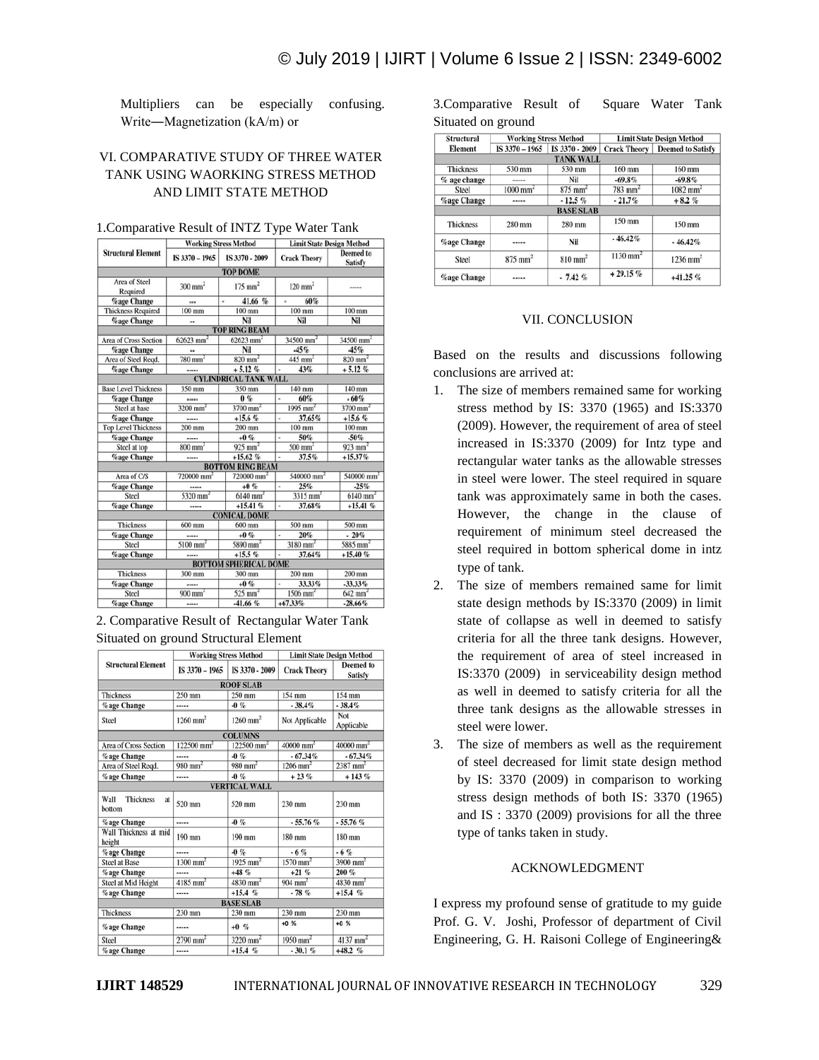Multipliers can be especially confusing. Write—Magnetization (kA/m) or

## VI. COMPARATIVE STUDY OF THREE WATER TANK USING WAORKING STRESS METHOD AND LIMIT STATE METHOD

1.Comparative Result of INTZ Type Water Tank

| Structural Element | Working Stress Method | | Limit State Design Method | |
|---|---|---|---|---|
| | IS 3370 – 1965 | IS 3370 - 2009 | Crack Theory | Deemed to Satisfy |
| **TOP DOME** | | | | |
| Area of Steel Required | 300 mm² | 175 mm² | 120 mm² | ----- |
| %age Change | --- | - 41.66 % | - 60% | |
| Thickness Required | 100 mm | 100 mm | 100 mm | 100 mm |
| %age Change | -- | Nil | Nil | Nil |
| **TOP RING BEAM** | | | | |
| Area of Cross Section | 62623 mm² | 62623 mm² | 34500 mm² | 34500 mm² |
| %age Change | -- | Nil | -45% | -45% |
| Area of Steel Reqd. | 780 mm² | 820 mm² | 445 mm² | 820 mm² |
| %age Change | ----- | + 5.12 % | - 43% | + 5.12 % |
| **CYLINDRICAL TANK WALL** | | | | |
| Base Level Thickness | 350 mm | 350 mm | 140 mm | 140 mm |
| %age Change | ----- | 0 % | - 60% | - 60% |
| Steel at base | 3200 mm² | 3700 mm² | 1995 mm² | 3700 mm² |
| %age Change | ----- | +15.6 % | - 37.65% | +15.6 % |
| Top Level Thickness | 200 mm | 200 mm | 100 mm | 100 mm |
| %age Change | ----- | +0 % | - 50% | -50% |
| Steel at top | 800 mm² | 925 mm² | 500 mm² | 923 mm² |
| %age Change | ----- | +15.62 % | - 37.5% | +15.37% |
| **BOTTOM RING BEAM** | | | | |
| Area of C/S | 720000 mm² | 720000 mm² | 540000 mm² | 540000 mm² |
| %age Change | ----- | +0 % | - 25% | -25% |
| Steel | 5320 mm² | 6140 mm² | 3315 mm² | 6140 mm² |
| %age Change | ----- | +15.41 % | - 37.68% | +15.41 % |
| **CONICAL DOME** | | | | |
| Thickness | 600 mm | 600 mm | 500 mm | 500 mm |
| %age Change | ----- | +0 % | - 20% | - 20% |
| Steel | 5100 mm² | 5890 mm² | 3180 mm² | 5885 mm² |
| %age Change | ----- | +15.5 % | - 37.64% | +15.40 % |
| **BOTTOM SPHERICAL DOME** | | | | |
| Thickness | 300 mm | 300 mm | 200 mm | 200 mm |
| %age Change | ----- | +0 % | - 33.33% | -33.33% |
| Steel | 900 mm² | 525 mm² | 1506 mm² | 642 mm² |
| %age Change | ----- | -41.66 % | +67.33% | -28.66% |

2. Comparative Result of Rectangular Water Tank Situated on ground Structural Element

| Structural Element | Working Stress Method | | Limit State Design Method | |
|---|---|---|---|---|
| | IS 3370 – 1965 | IS 3370 - 2009 | Crack Theory | Deemed to Satisfy |
| **ROOF SLAB** | | | | |
| Thickness | 250 mm | 250 mm | 154 mm | 154 mm |
| %age Change | ----- | -0 % | - 38.4% | - 38.4% |
| Steel | 1260 mm² | 1260 mm² | Not Applicable | Not Applicable |
| **COLUMNS** | | | | |
| Area of Cross Section | 122500 mm² | 122500 mm² | 40000 mm² | 40000 mm² |
| %age Change | ----- | -0 % | - 67.34% | - 67.34% |
| Area of Steel Reqd. | 980 mm² | 980 mm² | 1206 mm² | 2387 mm² |
| %age Change | ----- | -0 % | + 23 % | + 143 % |
| **VERTICAL WALL** | | | | |
| Wall Thickness at bottom | 520 mm | 520 mm | 230 mm | 230 mm |
| %age Change | ----- | -0 % | - 55.76 % | - 55.76 % |
| Wall Thickness at mid height | 190 mm | 190 mm | 180 mm | 180 mm |
| %age Change | ----- | -0 % | - 6 % | - 6 % |
| Steel at Base | 1300 mm² | 1925 mm² | 1570 mm² | 3900 mm² |
| %age Change | ----- | +48 % | +21 % | 200 % |
| Steel at Mid Height | 4185 mm² | 4830 mm² | 904 mm² | 4830 mm² |
| %age Change | ----- | +15.4 % | - 78 % | +15.4 % |
| **BASE SLAB** | | | | |
| Thickness | 230 mm | 230 mm | 230 mm | 230 mm |
| %age Change | ----- | +0 % | +0 % | +0 % |
| Steel | 2790 mm² | 3220 mm² | 1950 mm² | 4137 mm² |
| %age Change | ----- | +15.4 % | - 30.1 % | +48.2 % |

3.Comparative Result of Square Water Tank Situated on ground

| Structural Element | Working Stress Method | | Limit State Design Method | |
|---|---|---|---|---|
| | IS 3370 – 1965 | IS 3370 - 2009 | Crack Theory | Deemed to Satisfy |
| **TANK WALL** | | | | |
| Thickness | 530 mm | 530 mm | 160 mm | 160 mm |
| % age change | ----- | Nil | -69.8% | -69.8% |
| Steel | 1000 mm² | 875 mm² | 783 mm² | 1082 mm² |
| %age Change | ----- | - 12.5 % | - 21.7% | + 8.2 % |
| **BASE SLAB** | | | | |
| Thickness | 280 mm | 280 mm | 150 mm | 150 mm |
| %age Change | ----- | Nil | - 46.42% | - 46.42% |
| Steel | 875 mm² | 810 mm² | 1130 mm² | 1236 mm² |
| %age Change | ----- | - 7.42 % | + 29.15 % | +41.25 % |

## VII. CONCLUSION

Based on the results and discussions following conclusions are arrived at:

1. The size of members remained same for working stress method by IS: 3370 (1965) and IS:3370 (2009). However, the requirement of area of steel increased in IS:3370 (2009) for Intz type and rectangular water tanks as the allowable stresses in steel were lower. The steel required in square tank was approximately same in both the cases. However, the change in the clause of requirement of minimum steel decreased the steel required in bottom spherical dome in intz type of tank.
2. The size of members remained same for limit state design methods by IS:3370 (2009) in limit state of collapse as well in deemed to satisfy criteria for all the three tank designs. However, the requirement of area of steel increased in IS:3370 (2009) in serviceability design method as well in deemed to satisfy criteria for all the three tank designs as the allowable stresses in steel were lower.
3. The size of members as well as the requirement of steel decreased for limit state design method by IS: 3370 (2009) in comparison to working stress design methods of both IS: 3370 (1965) and IS : 3370 (2009) provisions for all the three type of tanks taken in study.

## ACKNOWLEDGMENT

I express my profound sense of gratitude to my guide Prof. G. V. Joshi, Professor of department of Civil Engineering, G. H. Raisoni College of Engineering&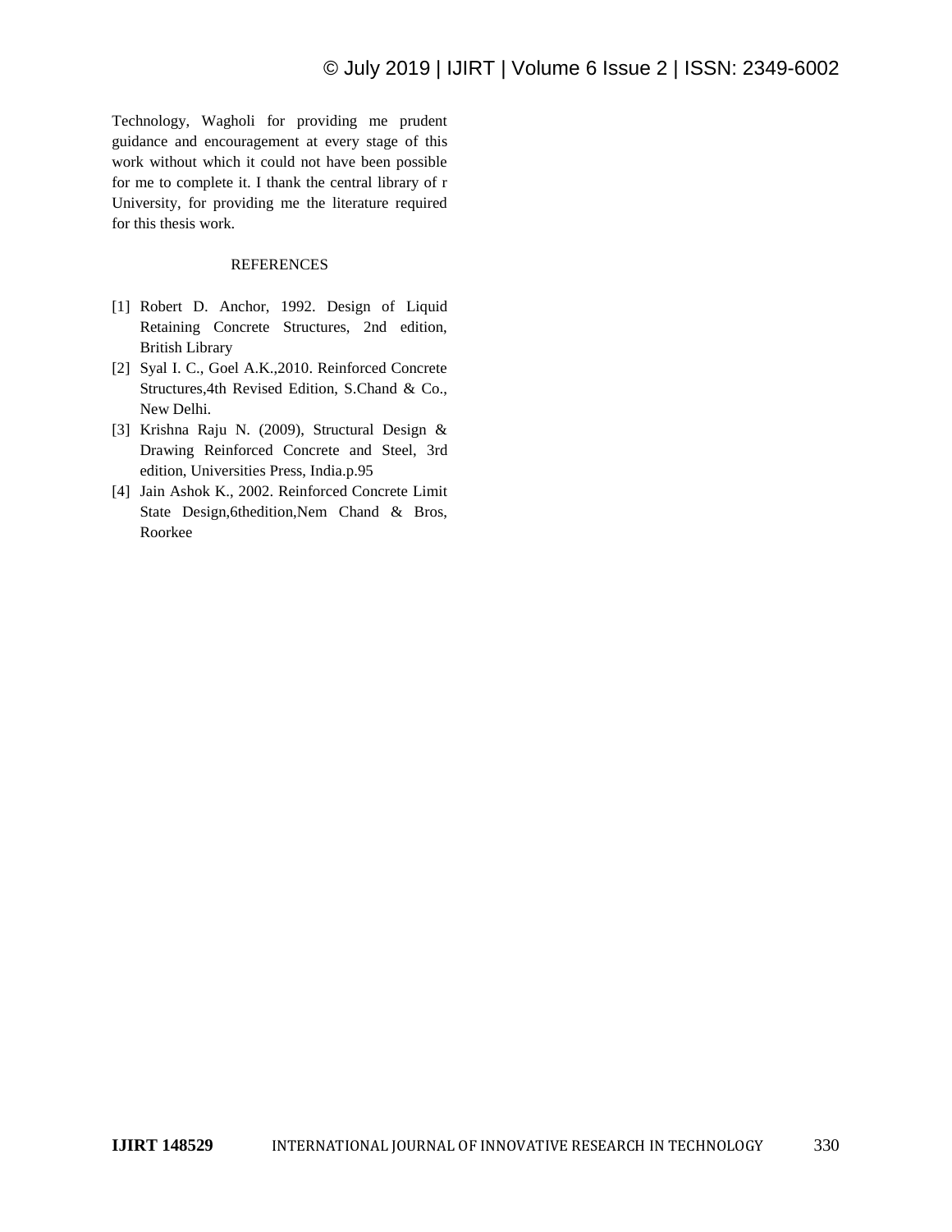Technology, Wagholi for providing me prudent guidance and encouragement at every stage of this work without which it could not have been possible for me to complete it. I thank the central library of r University, for providing me the literature required for this thesis work.

## REFERENCES

[1] Robert D. Anchor, 1992. Design of Liquid Retaining Concrete Structures, 2nd edition, British Library

[2] Syal I. C., Goel A.K.,2010. Reinforced Concrete Structures,4th Revised Edition, S.Chand & Co., New Delhi.

[3] Krishna Raju N. (2009), Structural Design & Drawing Reinforced Concrete and Steel, 3rd edition, Universities Press, India.p.95

[4] Jain Ashok K., 2002. Reinforced Concrete Limit State Design,6thedition,Nem Chand & Bros, Roorkee